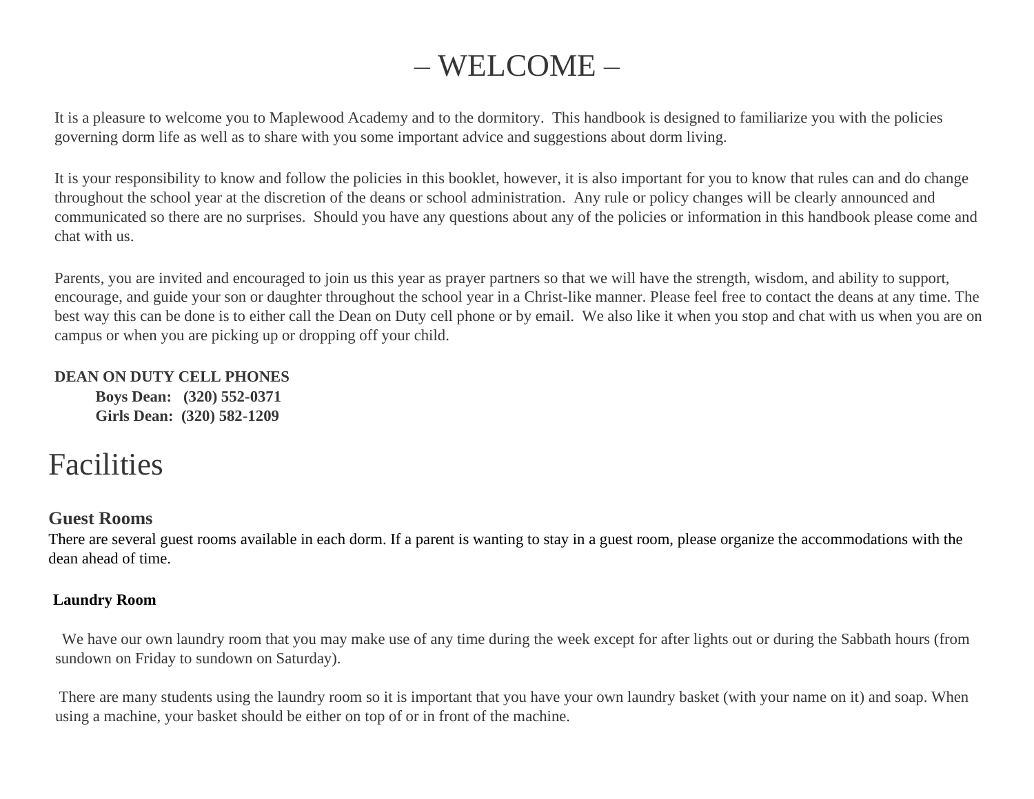# – WELCOME –

It is a pleasure to welcome you to Maplewood Academy and to the dormitory. This handbook is designed to familiarize you with the policies governing dorm life as well as to share with you some important advice and suggestions about dorm living.

It is your responsibility to know and follow the policies in this booklet, however, it is also important for you to know that rules can and do change throughout the school year at the discretion of the deans or school administration. Any rule or policy changes will be clearly announced and communicated so there are no surprises. Should you have any questions about any of the policies or information in this handbook please come and chat with us.

Parents, you are invited and encouraged to join us this year as prayer partners so that we will have the strength, wisdom, and ability to support, encourage, and guide your son or daughter throughout the school year in a Christ-like manner. Please feel free to contact the deans at any time. The best way this can be done is to either call the Dean on Duty cell phone or by email. We also like it when you stop and chat with us when you are on campus or when you are picking up or dropping off your child.

**DEAN ON DUTY CELL PHONES**

**Boys Dean: (320) 552-0371**
**Girls Dean: (320) 582-1209**

# Facilities

## Guest Rooms

There are several guest rooms available in each dorm. If a parent is wanting to stay in a guest room, please organize the accommodations with the dean ahead of time.

### Laundry Room

We have our own laundry room that you may make use of any time during the week except for after lights out or during the Sabbath hours (from sundown on Friday to sundown on Saturday).

There are many students using the laundry room so it is important that you have your own laundry basket (with your name on it) and soap. When using a machine, your basket should be either on top of or in front of the machine.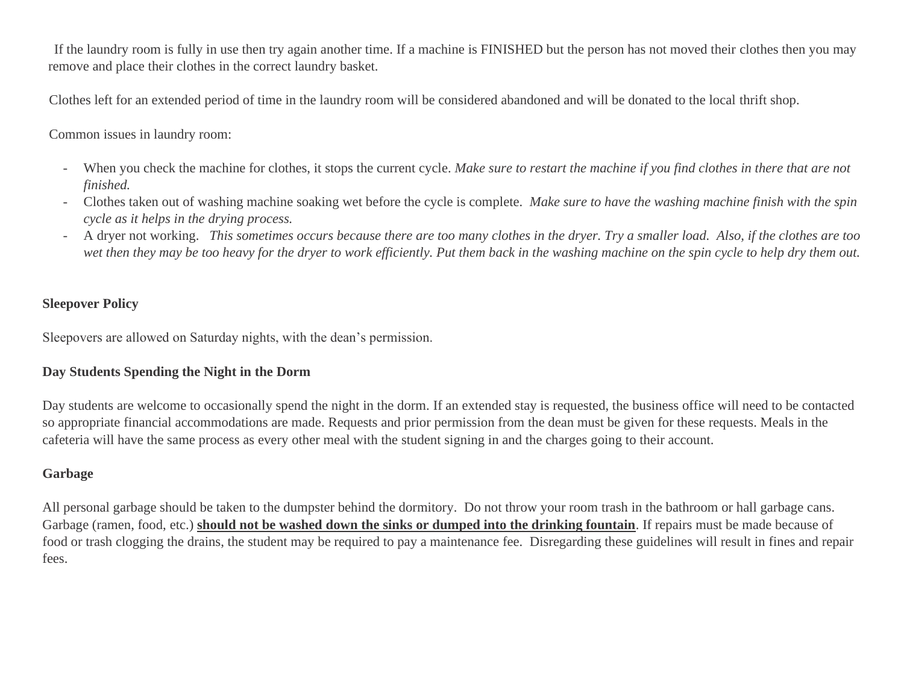If the laundry room is fully in use then try again another time. If a machine is FINISHED but the person has not moved their clothes then you may remove and place their clothes in the correct laundry basket.

Clothes left for an extended period of time in the laundry room will be considered abandoned and will be donated to the local thrift shop.

Common issues in laundry room:

- When you check the machine for clothes, it stops the current cycle. *Make sure to restart the machine if you find clothes in there that are not finished.*
- Clothes taken out of washing machine soaking wet before the cycle is complete. *Make sure to have the washing machine finish with the spin cycle as it helps in the drying process.*
- A dryer not working. *This sometimes occurs because there are too many clothes in the dryer. Try a smaller load. Also, if the clothes are too wet then they may be too heavy for the dryer to work efficiently. Put them back in the washing machine on the spin cycle to help dry them out.*

**Sleepover Policy**

Sleepovers are allowed on Saturday nights, with the dean's permission.

**Day Students Spending the Night in the Dorm**

Day students are welcome to occasionally spend the night in the dorm. If an extended stay is requested, the business office will need to be contacted so appropriate financial accommodations are made. Requests and prior permission from the dean must be given for these requests. Meals in the cafeteria will have the same process as every other meal with the student signing in and the charges going to their account.

**Garbage**

All personal garbage should be taken to the dumpster behind the dormitory. Do not throw your room trash in the bathroom or hall garbage cans. Garbage (ramen, food, etc.) **<u>should not be washed down the sinks or dumped into the drinking fountain</u>**. If repairs must be made because of food or trash clogging the drains, the student may be required to pay a maintenance fee. Disregarding these guidelines will result in fines and repair fees.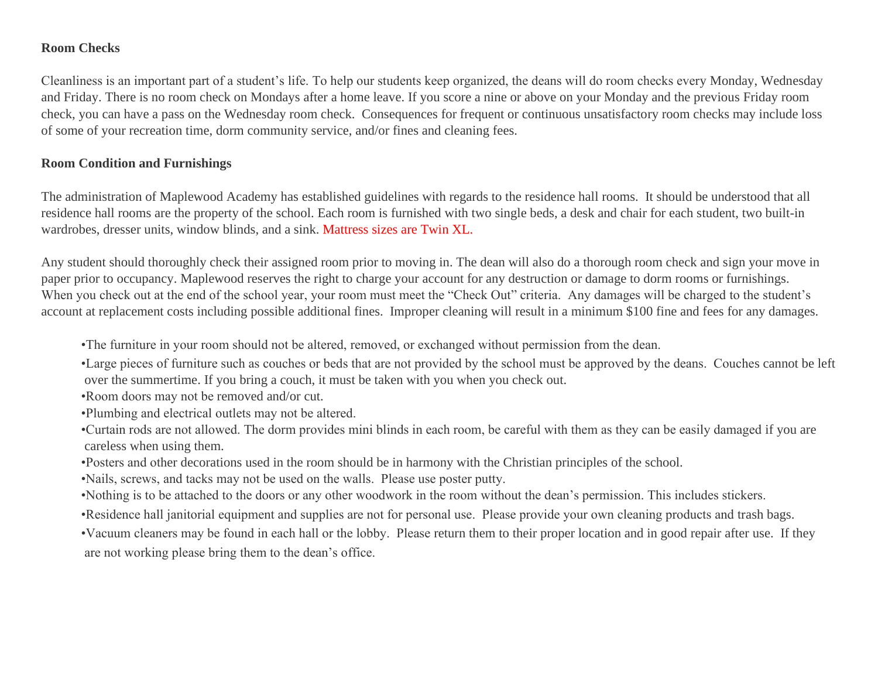**Room Checks**

Cleanliness is an important part of a student's life. To help our students keep organized, the deans will do room checks every Monday, Wednesday and Friday. There is no room check on Mondays after a home leave. If you score a nine or above on your Monday and the previous Friday room check, you can have a pass on the Wednesday room check. Consequences for frequent or continuous unsatisfactory room checks may include loss of some of your recreation time, dorm community service, and/or fines and cleaning fees.

**Room Condition and Furnishings**

The administration of Maplewood Academy has established guidelines with regards to the residence hall rooms. It should be understood that all residence hall rooms are the property of the school. Each room is furnished with two single beds, a desk and chair for each student, two built-in wardrobes, dresser units, window blinds, and a sink. Mattress sizes are Twin XL.

Any student should thoroughly check their assigned room prior to moving in. The dean will also do a thorough room check and sign your move in paper prior to occupancy. Maplewood reserves the right to charge your account for any destruction or damage to dorm rooms or furnishings. When you check out at the end of the school year, your room must meet the "Check Out" criteria. Any damages will be charged to the student's account at replacement costs including possible additional fines. Improper cleaning will result in a minimum $100 fine and fees for any damages.

- The furniture in your room should not be altered, removed, or exchanged without permission from the dean.
- Large pieces of furniture such as couches or beds that are not provided by the school must be approved by the deans. Couches cannot be left over the summertime. If you bring a couch, it must be taken with you when you check out.
- Room doors may not be removed and/or cut.
- Plumbing and electrical outlets may not be altered.
- Curtain rods are not allowed. The dorm provides mini blinds in each room, be careful with them as they can be easily damaged if you are careless when using them.
- Posters and other decorations used in the room should be in harmony with the Christian principles of the school.
- Nails, screws, and tacks may not be used on the walls. Please use poster putty.
- Nothing is to be attached to the doors or any other woodwork in the room without the dean's permission. This includes stickers.
- Residence hall janitorial equipment and supplies are not for personal use. Please provide your own cleaning products and trash bags.
- Vacuum cleaners may be found in each hall or the lobby. Please return them to their proper location and in good repair after use. If they are not working please bring them to the dean's office.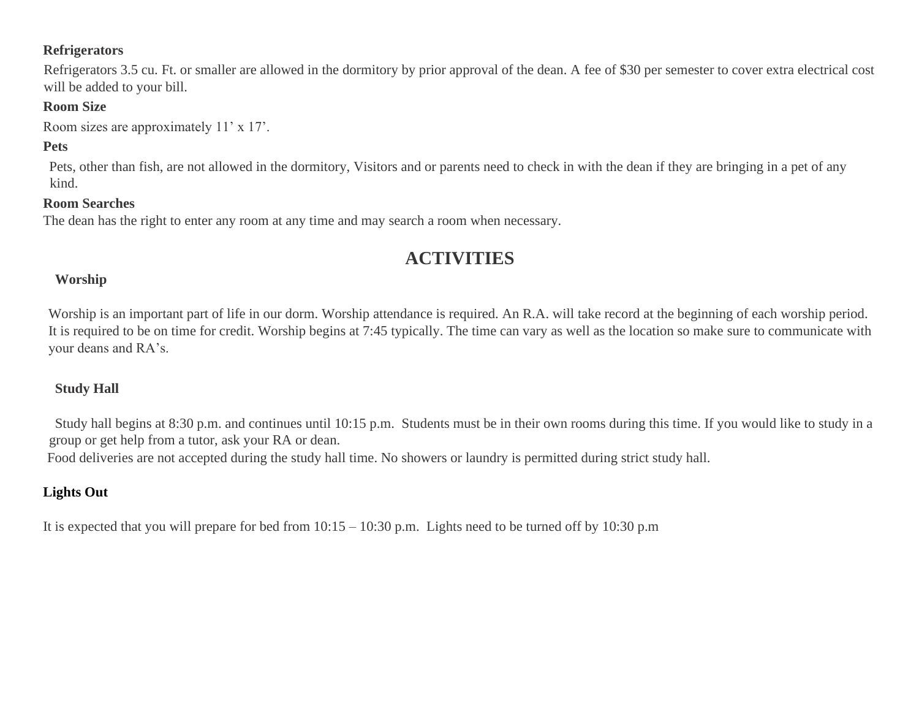**Refrigerators**

Refrigerators 3.5 cu. Ft. or smaller are allowed in the dormitory by prior approval of the dean. A fee of $30 per semester to cover extra electrical cost will be added to your bill.

**Room Size**

Room sizes are approximately 11' x 17'.

**Pets**

Pets, other than fish, are not allowed in the dormitory, Visitors and or parents need to check in with the dean if they are bringing in a pet of any kind.

**Room Searches**

The dean has the right to enter any room at any time and may search a room when necessary.

## ACTIVITIES

**Worship**

Worship is an important part of life in our dorm. Worship attendance is required. An R.A. will take record at the beginning of each worship period. It is required to be on time for credit. Worship begins at 7:45 typically. The time can vary as well as the location so make sure to communicate with your deans and RA's.

**Study Hall**

Study hall begins at 8:30 p.m. and continues until 10:15 p.m. Students must be in their own rooms during this time. If you would like to study in a group or get help from a tutor, ask your RA or dean.

Food deliveries are not accepted during the study hall time. No showers or laundry is permitted during strict study hall.

**Lights Out**

It is expected that you will prepare for bed from 10:15 – 10:30 p.m. Lights need to be turned off by 10:30 p.m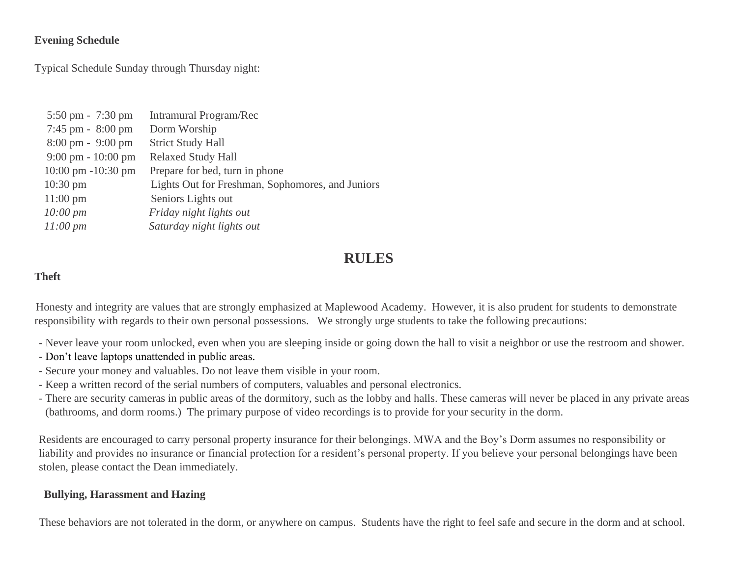**Evening Schedule**

Typical Schedule Sunday through Thursday night:

| | |
|---|---|
| 5:50 pm - 7:30 pm | Intramural Program/Rec |
| 7:45 pm - 8:00 pm | Dorm Worship |
| 8:00 pm - 9:00 pm | Strict Study Hall |
| 9:00 pm - 10:00 pm | Relaxed Study Hall |
| 10:00 pm -10:30 pm | Prepare for bed, turn in phone |
| 10:30 pm | Lights Out for Freshman, Sophomores, and Juniors |
| 11:00 pm | Seniors Lights out |
| *10:00 pm* | *Friday night lights out* |
| *11:00 pm* | *Saturday night lights out* |

## RULES

**Theft**

Honesty and integrity are values that are strongly emphasized at Maplewood Academy. However, it is also prudent for students to demonstrate responsibility with regards to their own personal possessions. We strongly urge students to take the following precautions:

- Never leave your room unlocked, even when you are sleeping inside or going down the hall to visit a neighbor or use the restroom and shower.
- Don't leave laptops unattended in public areas.
- Secure your money and valuables. Do not leave them visible in your room.
- Keep a written record of the serial numbers of computers, valuables and personal electronics.
- There are security cameras in public areas of the dormitory, such as the lobby and halls. These cameras will never be placed in any private areas (bathrooms, and dorm rooms.) The primary purpose of video recordings is to provide for your security in the dorm.

Residents are encouraged to carry personal property insurance for their belongings. MWA and the Boy's Dorm assumes no responsibility or liability and provides no insurance or financial protection for a resident's personal property. If you believe your personal belongings have been stolen, please contact the Dean immediately.

**Bullying, Harassment and Hazing**

These behaviors are not tolerated in the dorm, or anywhere on campus. Students have the right to feel safe and secure in the dorm and at school.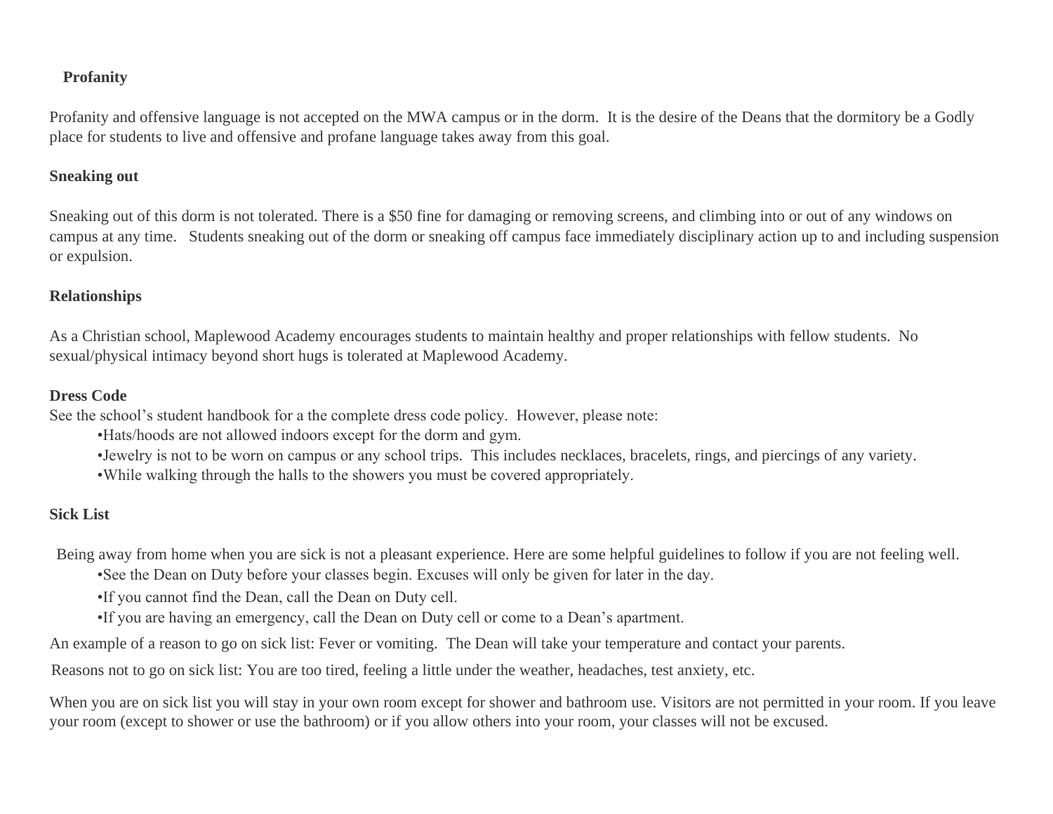**Profanity**

Profanity and offensive language is not accepted on the MWA campus or in the dorm. It is the desire of the Deans that the dormitory be a Godly place for students to live and offensive and profane language takes away from this goal.

**Sneaking out**

Sneaking out of this dorm is not tolerated. There is a $50 fine for damaging or removing screens, and climbing into or out of any windows on campus at any time. Students sneaking out of the dorm or sneaking off campus face immediately disciplinary action up to and including suspension or expulsion.

**Relationships**

As a Christian school, Maplewood Academy encourages students to maintain healthy and proper relationships with fellow students. No sexual/physical intimacy beyond short hugs is tolerated at Maplewood Academy.

**Dress Code**

See the school's student handbook for a the complete dress code policy. However, please note:

- Hats/hoods are not allowed indoors except for the dorm and gym.
- Jewelry is not to be worn on campus or any school trips. This includes necklaces, bracelets, rings, and piercings of any variety.
- While walking through the halls to the showers you must be covered appropriately.

**Sick List**

Being away from home when you are sick is not a pleasant experience. Here are some helpful guidelines to follow if you are not feeling well.

- See the Dean on Duty before your classes begin. Excuses will only be given for later in the day.
- If you cannot find the Dean, call the Dean on Duty cell.
- If you are having an emergency, call the Dean on Duty cell or come to a Dean's apartment.

An example of a reason to go on sick list: Fever or vomiting. The Dean will take your temperature and contact your parents.

Reasons not to go on sick list: You are too tired, feeling a little under the weather, headaches, test anxiety, etc.

When you are on sick list you will stay in your own room except for shower and bathroom use. Visitors are not permitted in your room. If you leave your room (except to shower or use the bathroom) or if you allow others into your room, your classes will not be excused.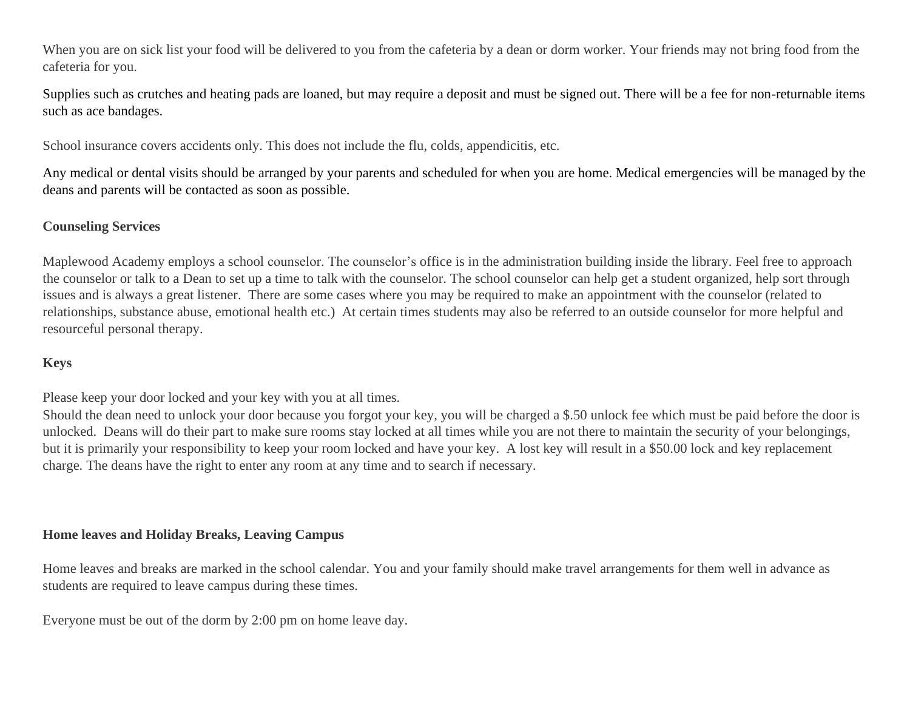When you are on sick list your food will be delivered to you from the cafeteria by a dean or dorm worker. Your friends may not bring food from the cafeteria for you.

Supplies such as crutches and heating pads are loaned, but may require a deposit and must be signed out. There will be a fee for non-returnable items such as ace bandages.

School insurance covers accidents only. This does not include the flu, colds, appendicitis, etc.

Any medical or dental visits should be arranged by your parents and scheduled for when you are home. Medical emergencies will be managed by the deans and parents will be contacted as soon as possible.

**Counseling Services**

Maplewood Academy employs a school counselor. The counselor's office is in the administration building inside the library. Feel free to approach the counselor or talk to a Dean to set up a time to talk with the counselor. The school counselor can help get a student organized, help sort through issues and is always a great listener. There are some cases where you may be required to make an appointment with the counselor (related to relationships, substance abuse, emotional health etc.) At certain times students may also be referred to an outside counselor for more helpful and resourceful personal therapy.

**Keys**

Please keep your door locked and your key with you at all times.
Should the dean need to unlock your door because you forgot your key, you will be charged a $.50 unlock fee which must be paid before the door is unlocked. Deans will do their part to make sure rooms stay locked at all times while you are not there to maintain the security of your belongings, but it is primarily your responsibility to keep your room locked and have your key. A lost key will result in a $50.00 lock and key replacement charge. The deans have the right to enter any room at any time and to search if necessary.

**Home leaves and Holiday Breaks, Leaving Campus**

Home leaves and breaks are marked in the school calendar. You and your family should make travel arrangements for them well in advance as students are required to leave campus during these times.

Everyone must be out of the dorm by 2:00 pm on home leave day.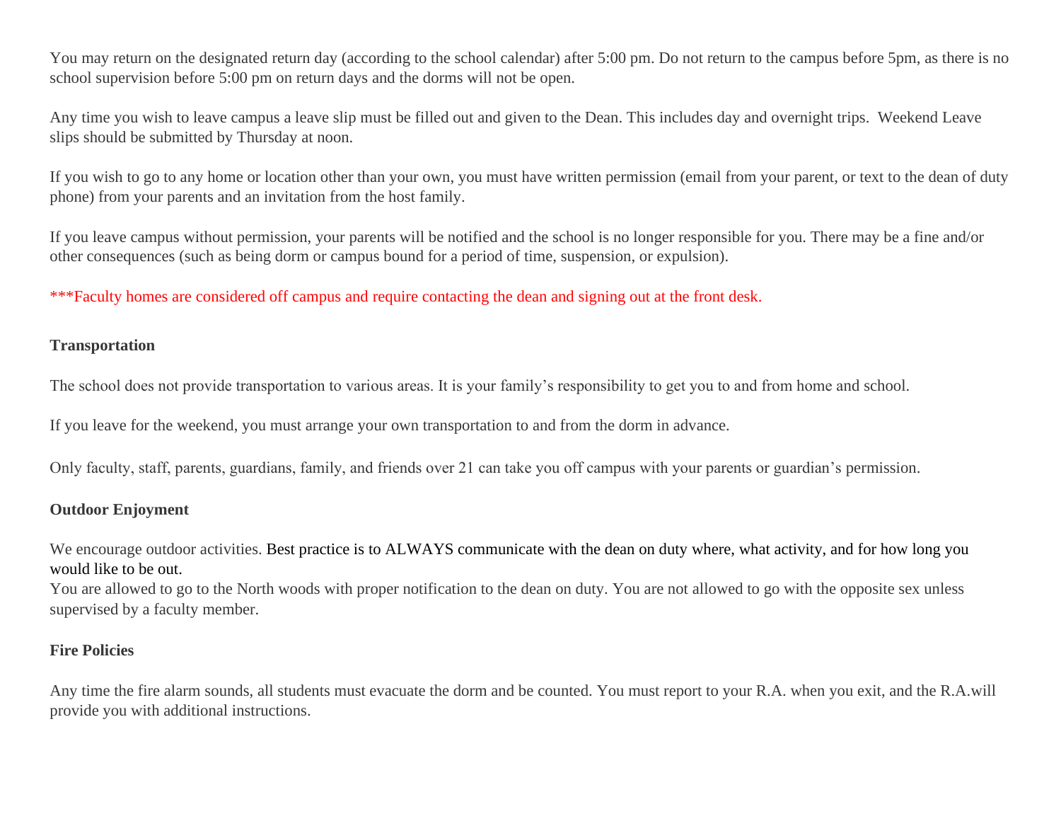You may return on the designated return day (according to the school calendar) after 5:00 pm. Do not return to the campus before 5pm, as there is no school supervision before 5:00 pm on return days and the dorms will not be open.

Any time you wish to leave campus a leave slip must be filled out and given to the Dean. This includes day and overnight trips. Weekend Leave slips should be submitted by Thursday at noon.

If you wish to go to any home or location other than your own, you must have written permission (email from your parent, or text to the dean of duty phone) from your parents and an invitation from the host family.

If you leave campus without permission, your parents will be notified and the school is no longer responsible for you. There may be a fine and/or other consequences (such as being dorm or campus bound for a period of time, suspension, or expulsion).

***Faculty homes are considered off campus and require contacting the dean and signing out at the front desk.

**Transportation**

The school does not provide transportation to various areas. It is your family's responsibility to get you to and from home and school.

If you leave for the weekend, you must arrange your own transportation to and from the dorm in advance.

Only faculty, staff, parents, guardians, family, and friends over 21 can take you off campus with your parents or guardian's permission.

**Outdoor Enjoyment**

We encourage outdoor activities. Best practice is to ALWAYS communicate with the dean on duty where, what activity, and for how long you would like to be out.
You are allowed to go to the North woods with proper notification to the dean on duty. You are not allowed to go with the opposite sex unless supervised by a faculty member.

**Fire Policies**

Any time the fire alarm sounds, all students must evacuate the dorm and be counted. You must report to your R.A. when you exit, and the R.A.will provide you with additional instructions.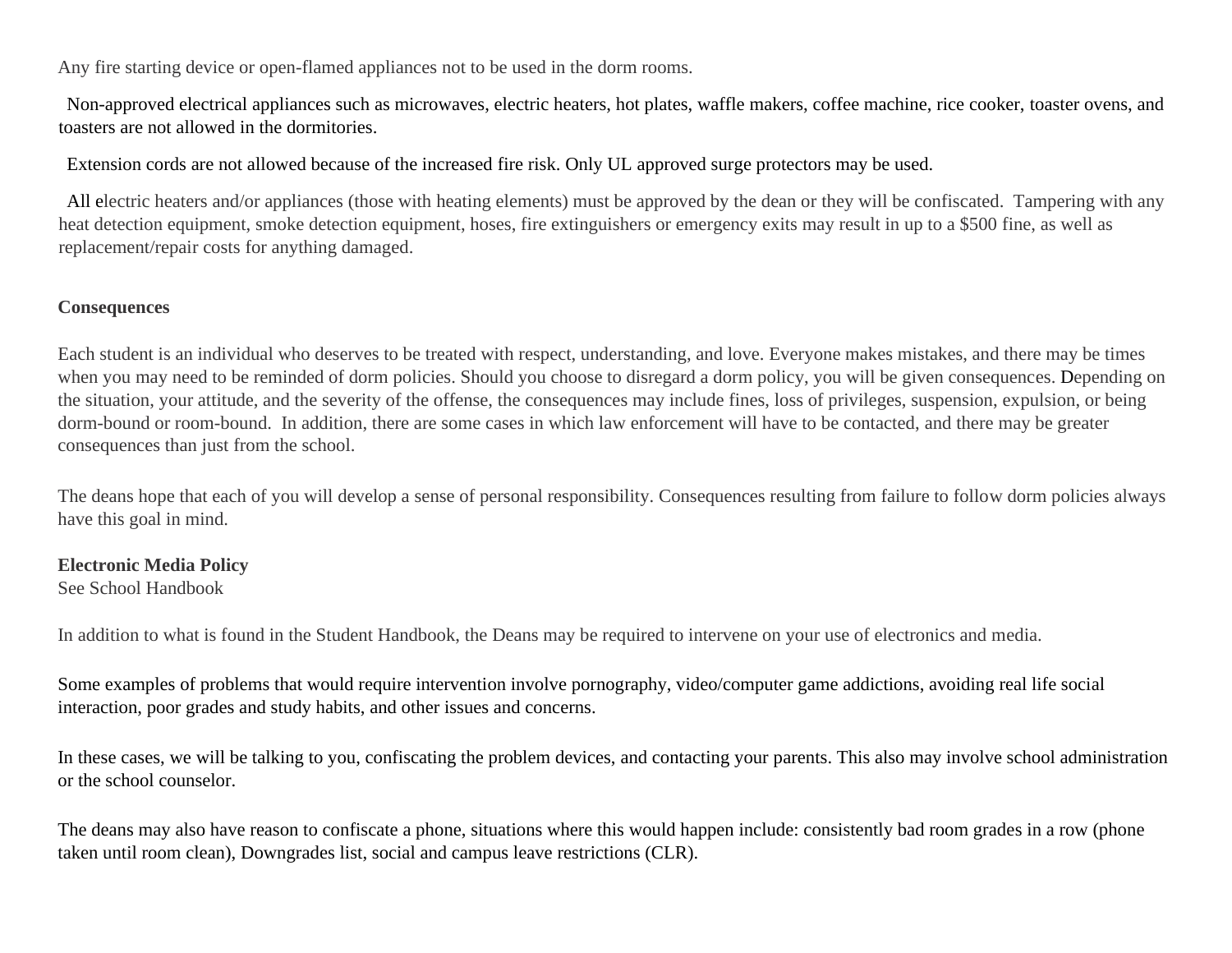Any fire starting device or open-flamed appliances not to be used in the dorm rooms.

Non-approved electrical appliances such as microwaves, electric heaters, hot plates, waffle makers, coffee machine, rice cooker, toaster ovens, and toasters are not allowed in the dormitories.

Extension cords are not allowed because of the increased fire risk. Only UL approved surge protectors may be used.

All electric heaters and/or appliances (those with heating elements) must be approved by the dean or they will be confiscated. Tampering with any heat detection equipment, smoke detection equipment, hoses, fire extinguishers or emergency exits may result in up to a $500 fine, as well as replacement/repair costs for anything damaged.

**Consequences**

Each student is an individual who deserves to be treated with respect, understanding, and love. Everyone makes mistakes, and there may be times when you may need to be reminded of dorm policies. Should you choose to disregard a dorm policy, you will be given consequences. Depending on the situation, your attitude, and the severity of the offense, the consequences may include fines, loss of privileges, suspension, expulsion, or being dorm-bound or room-bound. In addition, there are some cases in which law enforcement will have to be contacted, and there may be greater consequences than just from the school.

The deans hope that each of you will develop a sense of personal responsibility. Consequences resulting from failure to follow dorm policies always have this goal in mind.

**Electronic Media Policy**
See School Handbook

In addition to what is found in the Student Handbook, the Deans may be required to intervene on your use of electronics and media.

Some examples of problems that would require intervention involve pornography, video/computer game addictions, avoiding real life social interaction, poor grades and study habits, and other issues and concerns.

In these cases, we will be talking to you, confiscating the problem devices, and contacting your parents. This also may involve school administration or the school counselor.

The deans may also have reason to confiscate a phone, situations where this would happen include: consistently bad room grades in a row (phone taken until room clean), Downgrades list, social and campus leave restrictions (CLR).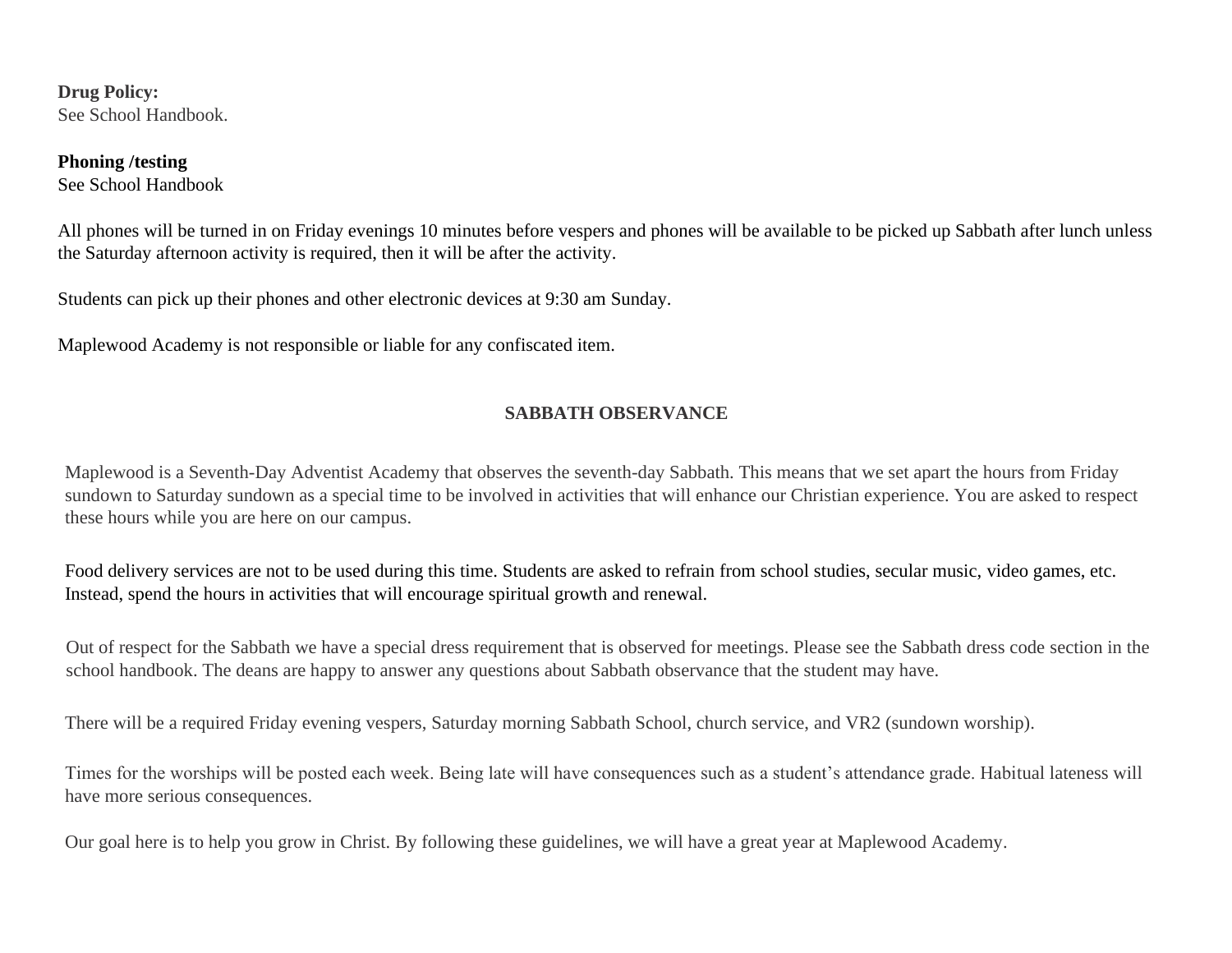**Drug Policy:**
See School Handbook.

**Phoning /testing**
See School Handbook

All phones will be turned in on Friday evenings 10 minutes before vespers and phones will be available to be picked up Sabbath after lunch unless the Saturday afternoon activity is required, then it will be after the activity.

Students can pick up their phones and other electronic devices at 9:30 am Sunday.

Maplewood Academy is not responsible or liable for any confiscated item.

## SABBATH OBSERVANCE

Maplewood is a Seventh-Day Adventist Academy that observes the seventh-day Sabbath. This means that we set apart the hours from Friday sundown to Saturday sundown as a special time to be involved in activities that will enhance our Christian experience. You are asked to respect these hours while you are here on our campus.

Food delivery services are not to be used during this time. Students are asked to refrain from school studies, secular music, video games, etc. Instead, spend the hours in activities that will encourage spiritual growth and renewal.

Out of respect for the Sabbath we have a special dress requirement that is observed for meetings. Please see the Sabbath dress code section in the school handbook. The deans are happy to answer any questions about Sabbath observance that the student may have.

There will be a required Friday evening vespers, Saturday morning Sabbath School, church service, and VR2 (sundown worship).

Times for the worships will be posted each week. Being late will have consequences such as a student's attendance grade. Habitual lateness will have more serious consequences.

Our goal here is to help you grow in Christ. By following these guidelines, we will have a great year at Maplewood Academy.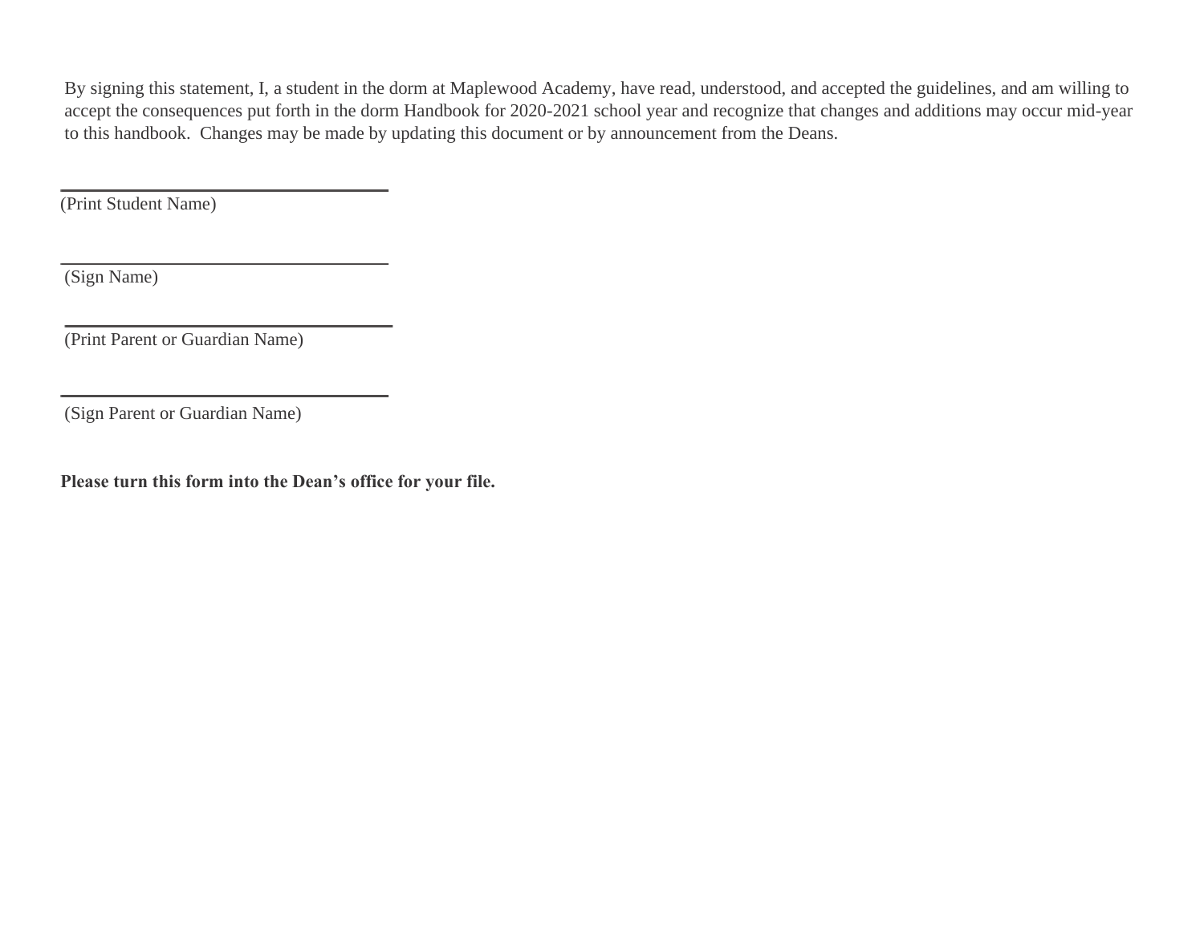By signing this statement, I, a student in the dorm at Maplewood Academy, have read, understood, and accepted the guidelines, and am willing to accept the consequences put forth in the dorm Handbook for 2020-2021 school year and recognize that changes and additions may occur mid-year to this handbook. Changes may be made by updating this document or by announcement from the Deans.

\_\_\_\_\_\_\_\_\_\_\_\_\_\_\_\_\_\_\_\_\_\_\_\_\_\_\_\_\_\_\_\_
(Print Student Name)

\_\_\_\_\_\_\_\_\_\_\_\_\_\_\_\_\_\_\_\_\_\_\_\_\_\_\_\_\_\_\_\_
(Sign Name)

\_\_\_\_\_\_\_\_\_\_\_\_\_\_\_\_\_\_\_\_\_\_\_\_\_\_\_\_\_\_\_\_
(Print Parent or Guardian Name)

\_\_\_\_\_\_\_\_\_\_\_\_\_\_\_\_\_\_\_\_\_\_\_\_\_\_\_\_\_\_\_\_
(Sign Parent or Guardian Name)

**Please turn this form into the Dean's office for your file.**